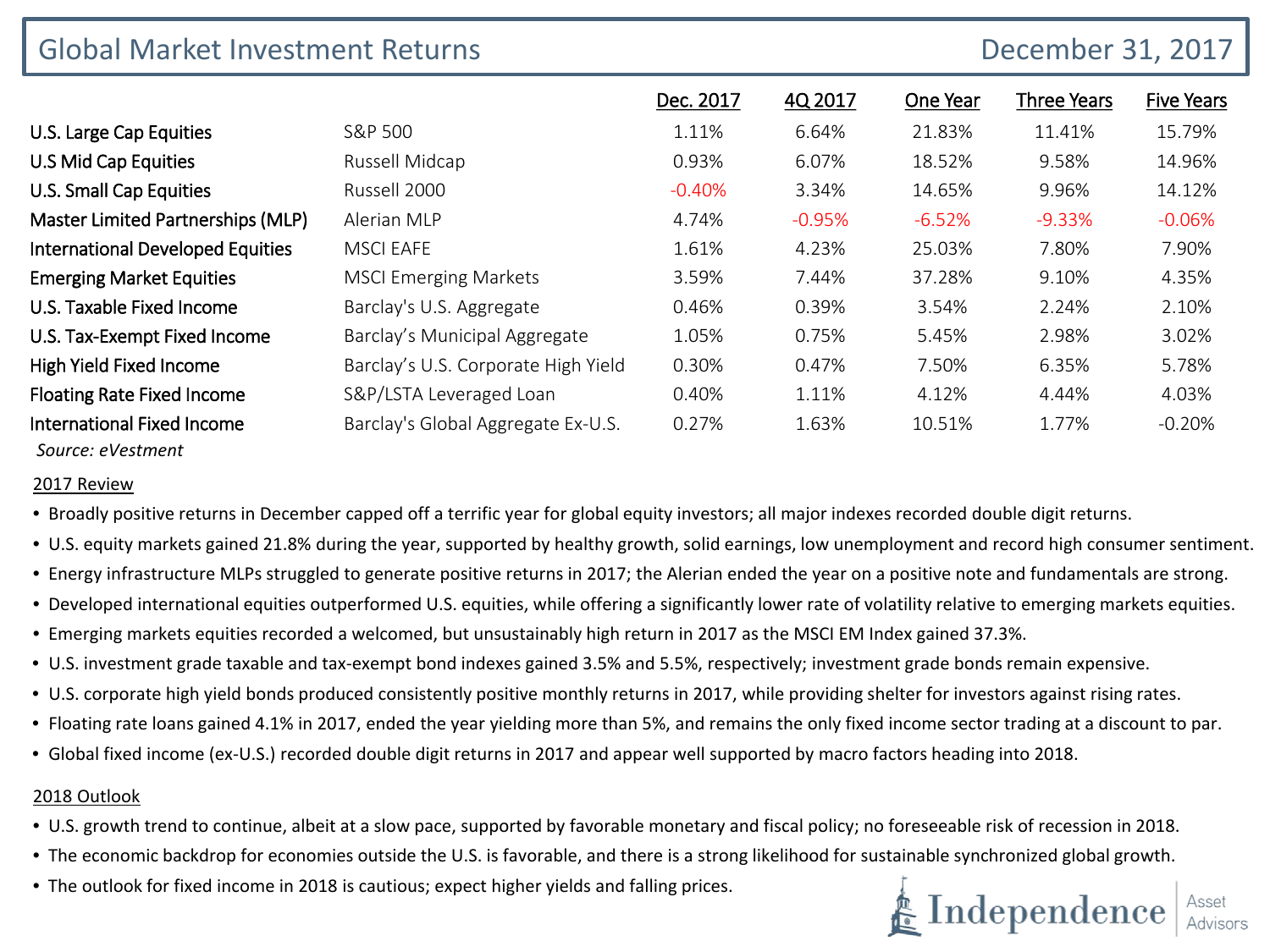# Global Market Investment Returns

December 31, 2017

| | | Dec. 2017 | 4Q 2017 | One Year | Three Years | Five Years |
|---|---|---|---|---|---|---|
| U.S. Large Cap Equities | S&P 500 | 1.11% | 6.64% | 21.83% | 11.41% | 15.79% |
| U.S Mid Cap Equities | Russell Midcap | 0.93% | 6.07% | 18.52% | 9.58% | 14.96% |
| U.S. Small Cap Equities | Russell 2000 | -0.40% | 3.34% | 14.65% | 9.96% | 14.12% |
| Master Limited Partnerships (MLP) | Alerian MLP | 4.74% | -0.95% | -6.52% | -9.33% | -0.06% |
| International Developed Equities | MSCI EAFE | 1.61% | 4.23% | 25.03% | 7.80% | 7.90% |
| Emerging Market Equities | MSCI Emerging Markets | 3.59% | 7.44% | 37.28% | 9.10% | 4.35% |
| U.S. Taxable Fixed Income | Barclay's U.S. Aggregate | 0.46% | 0.39% | 3.54% | 2.24% | 2.10% |
| U.S. Tax-Exempt Fixed Income | Barclay's Municipal Aggregate | 1.05% | 0.75% | 5.45% | 2.98% | 3.02% |
| High Yield Fixed Income | Barclay's U.S. Corporate High Yield | 0.30% | 0.47% | 7.50% | 6.35% | 5.78% |
| Floating Rate Fixed Income | S&P/LSTA Leveraged Loan | 0.40% | 1.11% | 4.12% | 4.44% | 4.03% |
| International Fixed Income | Barclay's Global Aggregate Ex-U.S. | 0.27% | 1.63% | 10.51% | 1.77% | -0.20% |

*Source: eVestment*

## 2017 Review

- Broadly positive returns in December capped off a terrific year for global equity investors; all major indexes recorded double digit returns.
- U.S. equity markets gained 21.8% during the year, supported by healthy growth, solid earnings, low unemployment and record high consumer sentiment.
- Energy infrastructure MLPs struggled to generate positive returns in 2017; the Alerian ended the year on a positive note and fundamentals are strong.
- Developed international equities outperformed U.S. equities, while offering a significantly lower rate of volatility relative to emerging markets equities.
- Emerging markets equities recorded a welcomed, but unsustainably high return in 2017 as the MSCI EM Index gained 37.3%.
- U.S. investment grade taxable and tax-exempt bond indexes gained 3.5% and 5.5%, respectively; investment grade bonds remain expensive.
- U.S. corporate high yield bonds produced consistently positive monthly returns in 2017, while providing shelter for investors against rising rates.
- Floating rate loans gained 4.1% in 2017, ended the year yielding more than 5%, and remains the only fixed income sector trading at a discount to par.
- Global fixed income (ex-U.S.) recorded double digit returns in 2017 and appear well supported by macro factors heading into 2018.

## 2018 Outlook

- U.S. growth trend to continue, albeit at a slow pace, supported by favorable monetary and fiscal policy; no foreseeable risk of recession in 2018.
- The economic backdrop for economies outside the U.S. is favorable, and there is a strong likelihood for sustainable synchronized global growth.
- The outlook for fixed income in 2018 is cautious; expect higher yields and falling prices.

Independence Asset Advisors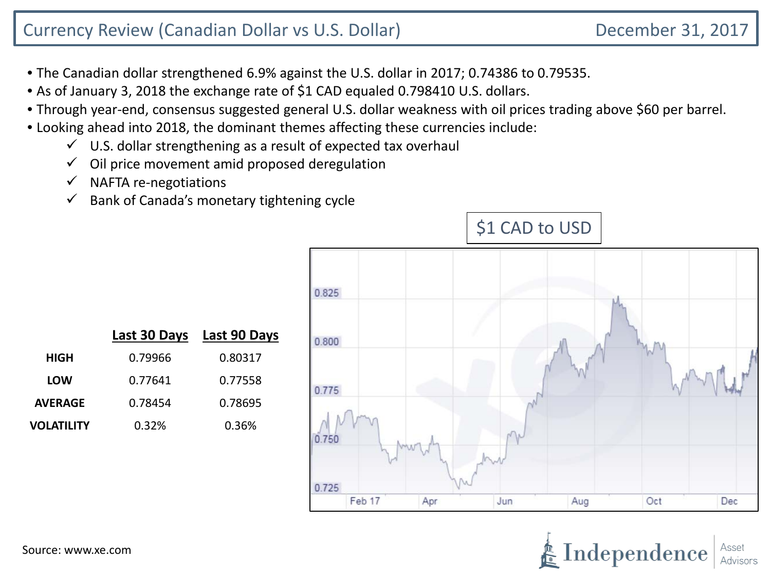# Currency Review (Canadian Dollar vs U.S. Dollar)

December 31, 2017

- The Canadian dollar strengthened 6.9% against the U.S. dollar in 2017; 0.74386 to 0.79535.
- As of January 3, 2018 the exchange rate of $1 CAD equaled 0.798410 U.S. dollars.
- Through year-end, consensus suggested general U.S. dollar weakness with oil prices trading above $60 per barrel.
- Looking ahead into 2018, the dominant themes affecting these currencies include:
  - ✓ U.S. dollar strengthening as a result of expected tax overhaul
  - ✓ Oil price movement amid proposed deregulation
  - ✓ NAFTA re-negotiations
  - ✓ Bank of Canada's monetary tightening cycle

| | Last 30 Days | Last 90 Days |
|---|---|---|
| **HIGH** | 0.79966 | 0.80317 |
| **LOW** | 0.77641 | 0.77558 |
| **AVERAGE** | 0.78454 | 0.78695 |
| **VOLATILITY** | 0.32% | 0.36% |

$1 CAD to USD

0.825
0.800
0.775
0.750
0.725

Feb 17
Apr
Jun
Aug
Oct
Dec

Source: www.xe.com